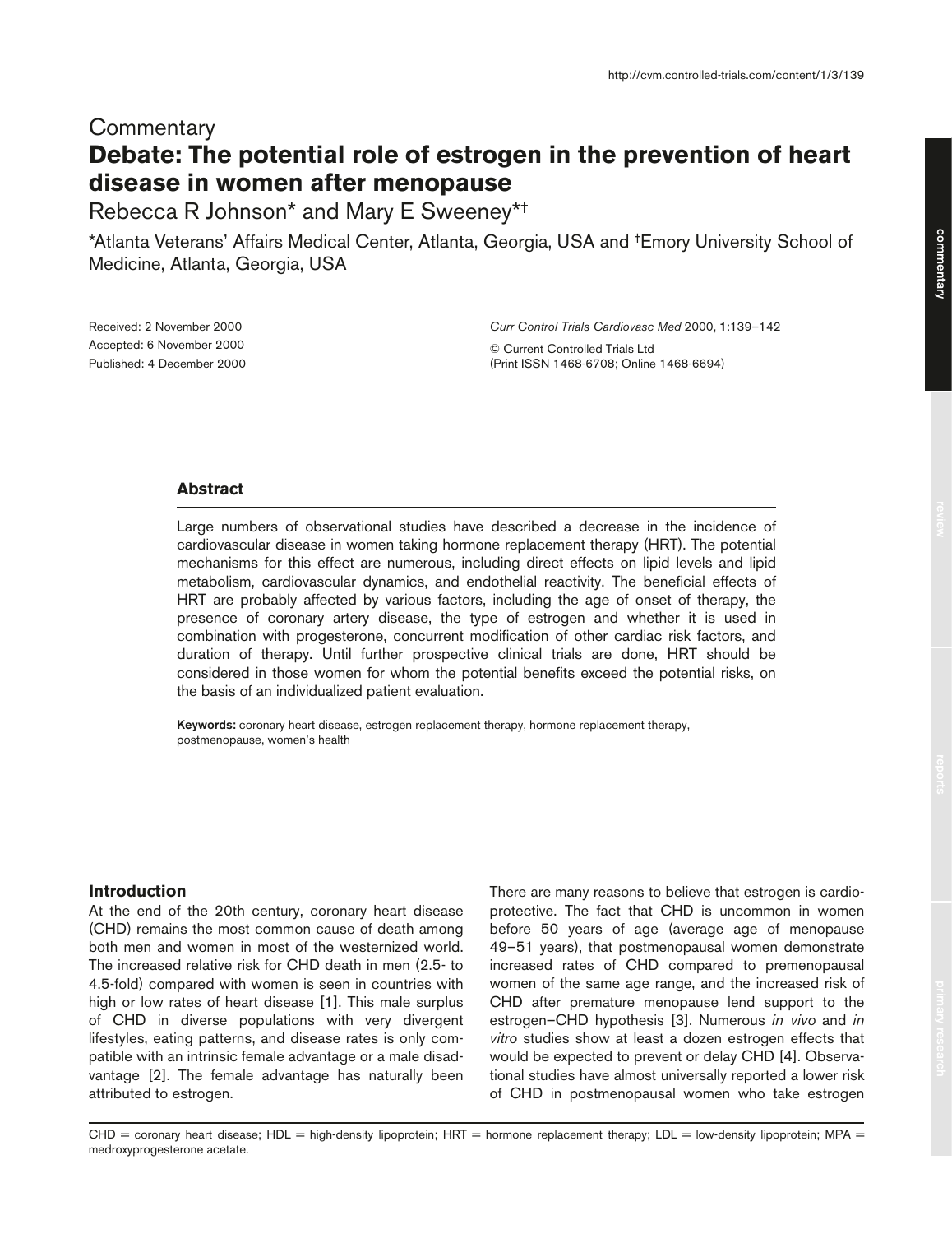Commentary

# Debate: The potential role of estrogen in the prevention of heart disease in women after menopause

Rebecca R Johnson* and Mary E Sweeney*†

*Atlanta Veterans' Affairs Medical Center, Atlanta, Georgia, USA and †Emory University School of Medicine, Atlanta, Georgia, USA

Received: 2 November 2000
Accepted: 6 November 2000
Published: 4 December 2000

*Curr Control Trials Cardiovasc Med* 2000, **1**:139–142
© Current Controlled Trials Ltd
(Print ISSN 1468-6708; Online 1468-6694)

## Abstract

Large numbers of observational studies have described a decrease in the incidence of cardiovascular disease in women taking hormone replacement therapy (HRT). The potential mechanisms for this effect are numerous, including direct effects on lipid levels and lipid metabolism, cardiovascular dynamics, and endothelial reactivity. The beneficial effects of HRT are probably affected by various factors, including the age of onset of therapy, the presence of coronary artery disease, the type of estrogen and whether it is used in combination with progesterone, concurrent modification of other cardiac risk factors, and duration of therapy. Until further prospective clinical trials are done, HRT should be considered in those women for whom the potential benefits exceed the potential risks, on the basis of an individualized patient evaluation.

**Keywords:** coronary heart disease, estrogen replacement therapy, hormone replacement therapy, postmenopause, women's health

## Introduction

At the end of the 20th century, coronary heart disease (CHD) remains the most common cause of death among both men and women in most of the westernized world. The increased relative risk for CHD death in men (2.5- to 4.5-fold) compared with women is seen in countries with high or low rates of heart disease [1]. This male surplus of CHD in diverse populations with very divergent lifestyles, eating patterns, and disease rates is only compatible with an intrinsic female advantage or a male disadvantage [2]. The female advantage has naturally been attributed to estrogen.

There are many reasons to believe that estrogen is cardioprotective. The fact that CHD is uncommon in women before 50 years of age (average age of menopause 49–51 years), that postmenopausal women demonstrate increased rates of CHD compared to premenopausal women of the same age range, and the increased risk of CHD after premature menopause lend support to the estrogen–CHD hypothesis [3]. Numerous *in vivo* and *in vitro* studies show at least a dozen estrogen effects that would be expected to prevent or delay CHD [4]. Observational studies have almost universally reported a lower risk of CHD in postmenopausal women who take estrogen

CHD = coronary heart disease; HDL = high-density lipoprotein; HRT = hormone replacement therapy; LDL = low-density lipoprotein; MPA = medroxyprogesterone acetate.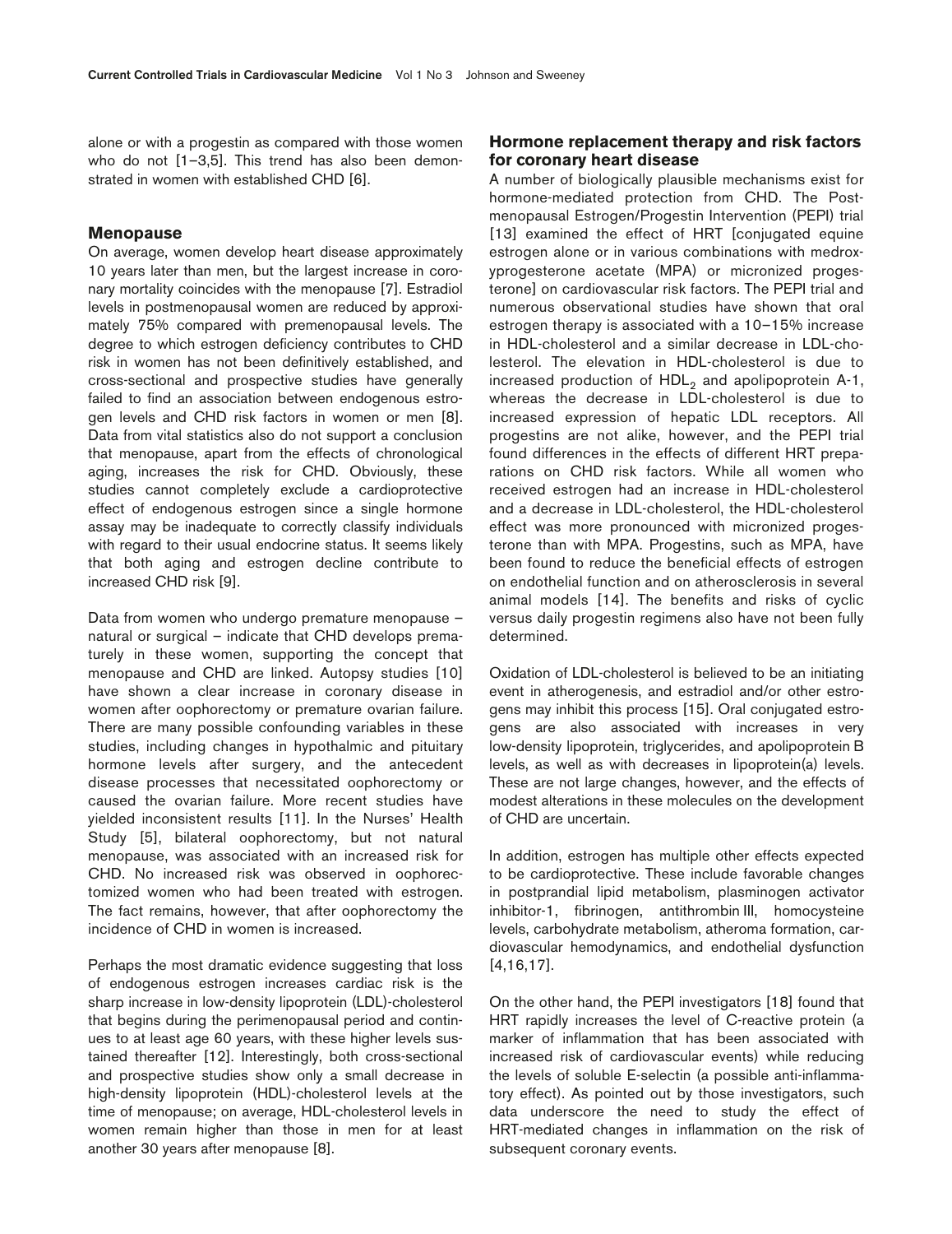alone or with a progestin as compared with those women who do not [1–3,5]. This trend has also been demonstrated in women with established CHD [6].

## Menopause

On average, women develop heart disease approximately 10 years later than men, but the largest increase in coronary mortality coincides with the menopause [7]. Estradiol levels in postmenopausal women are reduced by approximately 75% compared with premenopausal levels. The degree to which estrogen deficiency contributes to CHD risk in women has not been definitively established, and cross-sectional and prospective studies have generally failed to find an association between endogenous estrogen levels and CHD risk factors in women or men [8]. Data from vital statistics also do not support a conclusion that menopause, apart from the effects of chronological aging, increases the risk for CHD. Obviously, these studies cannot completely exclude a cardioprotective effect of endogenous estrogen since a single hormone assay may be inadequate to correctly classify individuals with regard to their usual endocrine status. It seems likely that both aging and estrogen decline contribute to increased CHD risk [9].

Data from women who undergo premature menopause – natural or surgical – indicate that CHD develops prematurely in these women, supporting the concept that menopause and CHD are linked. Autopsy studies [10] have shown a clear increase in coronary disease in women after oophorectomy or premature ovarian failure. There are many possible confounding variables in these studies, including changes in hypothalmic and pituitary hormone levels after surgery, and the antecedent disease processes that necessitated oophorectomy or caused the ovarian failure. More recent studies have yielded inconsistent results [11]. In the Nurses' Health Study [5], bilateral oophorectomy, but not natural menopause, was associated with an increased risk for CHD. No increased risk was observed in oophorectomized women who had been treated with estrogen. The fact remains, however, that after oophorectomy the incidence of CHD in women is increased.

Perhaps the most dramatic evidence suggesting that loss of endogenous estrogen increases cardiac risk is the sharp increase in low-density lipoprotein (LDL)-cholesterol that begins during the perimenopausal period and continues to at least age 60 years, with these higher levels sustained thereafter [12]. Interestingly, both cross-sectional and prospective studies show only a small decrease in high-density lipoprotein (HDL)-cholesterol levels at the time of menopause; on average, HDL-cholesterol levels in women remain higher than those in men for at least another 30 years after menopause [8].

## Hormone replacement therapy and risk factors for coronary heart disease

A number of biologically plausible mechanisms exist for hormone-mediated protection from CHD. The Postmenopausal Estrogen/Progestin Intervention (PEPI) trial [13] examined the effect of HRT [conjugated equine estrogen alone or in various combinations with medroxyprogesterone acetate (MPA) or micronized progesterone] on cardiovascular risk factors. The PEPI trial and numerous observational studies have shown that oral estrogen therapy is associated with a 10–15% increase in HDL-cholesterol and a similar decrease in LDL-cholesterol. The elevation in HDL-cholesterol is due to increased production of $HDL_2$ and apolipoprotein A-1, whereas the decrease in LDL-cholesterol is due to increased expression of hepatic LDL receptors. All progestins are not alike, however, and the PEPI trial found differences in the effects of different HRT preparations on CHD risk factors. While all women who received estrogen had an increase in HDL-cholesterol and a decrease in LDL-cholesterol, the HDL-cholesterol effect was more pronounced with micronized progesterone than with MPA. Progestins, such as MPA, have been found to reduce the beneficial effects of estrogen on endothelial function and on atherosclerosis in several animal models [14]. The benefits and risks of cyclic versus daily progestin regimens also have not been fully determined.

Oxidation of LDL-cholesterol is believed to be an initiating event in atherogenesis, and estradiol and/or other estrogens may inhibit this process [15]. Oral conjugated estrogens are also associated with increases in very low-density lipoprotein, triglycerides, and apolipoprotein B levels, as well as with decreases in lipoprotein(a) levels. These are not large changes, however, and the effects of modest alterations in these molecules on the development of CHD are uncertain.

In addition, estrogen has multiple other effects expected to be cardioprotective. These include favorable changes in postprandial lipid metabolism, plasminogen activator inhibitor-1, fibrinogen, antithrombin III, homocysteine levels, carbohydrate metabolism, atheroma formation, cardiovascular hemodynamics, and endothelial dysfunction [4,16,17].

On the other hand, the PEPI investigators [18] found that HRT rapidly increases the level of C-reactive protein (a marker of inflammation that has been associated with increased risk of cardiovascular events) while reducing the levels of soluble E-selectin (a possible anti-inflammatory effect). As pointed out by those investigators, such data underscore the need to study the effect of HRT-mediated changes in inflammation on the risk of subsequent coronary events.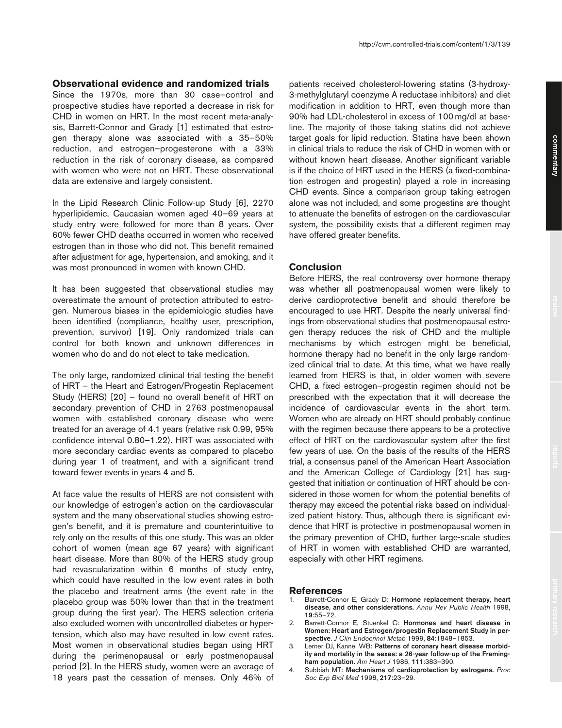## Observational evidence and randomized trials

Since the 1970s, more than 30 case–control and prospective studies have reported a decrease in risk for CHD in women on HRT. In the most recent meta-analysis, Barrett-Connor and Grady [1] estimated that estrogen therapy alone was associated with a 35–50% reduction, and estrogen–progesterone with a 33% reduction in the risk of coronary disease, as compared with women who were not on HRT. These observational data are extensive and largely consistent.

In the Lipid Research Clinic Follow-up Study [6], 2270 hyperlipidemic, Caucasian women aged 40–69 years at study entry were followed for more than 8 years. Over 60% fewer CHD deaths occurred in women who received estrogen than in those who did not. This benefit remained after adjustment for age, hypertension, and smoking, and it was most pronounced in women with known CHD.

It has been suggested that observational studies may overestimate the amount of protection attributed to estrogen. Numerous biases in the epidemiologic studies have been identified (compliance, healthy user, prescription, prevention, survivor) [19]. Only randomized trials can control for both known and unknown differences in women who do and do not elect to take medication.

The only large, randomized clinical trial testing the benefit of HRT – the Heart and Estrogen/Progestin Replacement Study (HERS) [20] – found no overall benefit of HRT on secondary prevention of CHD in 2763 postmenopausal women with established coronary disease who were treated for an average of 4.1 years (relative risk 0.99, 95% confidence interval 0.80–1.22). HRT was associated with more secondary cardiac events as compared to placebo during year 1 of treatment, and with a significant trend toward fewer events in years 4 and 5.

At face value the results of HERS are not consistent with our knowledge of estrogen's action on the cardiovascular system and the many observational studies showing estrogen's benefit, and it is premature and counterintuitive to rely only on the results of this one study. This was an older cohort of women (mean age 67 years) with significant heart disease. More than 80% of the HERS study group had revascularization within 6 months of study entry, which could have resulted in the low event rates in both the placebo and treatment arms (the event rate in the placebo group was 50% lower than that in the treatment group during the first year). The HERS selection criteria also excluded women with uncontrolled diabetes or hypertension, which also may have resulted in low event rates. Most women in observational studies began using HRT during the perimenopausal or early postmenopausal period [2]. In the HERS study, women were an average of 18 years past the cessation of menses. Only 46% of patients received cholesterol-lowering statins (3-hydroxy-3-methylglutaryl coenzyme A reductase inhibitors) and diet modification in addition to HRT, even though more than 90% had LDL-cholesterol in excess of 100 mg/dl at baseline. The majority of those taking statins did not achieve target goals for lipid reduction. Statins have been shown in clinical trials to reduce the risk of CHD in women with or without known heart disease. Another significant variable is if the choice of HRT used in the HERS (a fixed-combination estrogen and progestin) played a role in increasing CHD events. Since a comparison group taking estrogen alone was not included, and some progestins are thought to attenuate the benefits of estrogen on the cardiovascular system, the possibility exists that a different regimen may have offered greater benefits.

## Conclusion

Before HERS, the real controversy over hormone therapy was whether all postmenopausal women were likely to derive cardioprotective benefit and should therefore be encouraged to use HRT. Despite the nearly universal findings from observational studies that postmenopausal estrogen therapy reduces the risk of CHD and the multiple mechanisms by which estrogen might be beneficial, hormone therapy had no benefit in the only large randomized clinical trial to date. At this time, what we have really learned from HERS is that, in older women with severe CHD, a fixed estrogen–progestin regimen should not be prescribed with the expectation that it will decrease the incidence of cardiovascular events in the short term. Women who are already on HRT should probably continue with the regimen because there appears to be a protective effect of HRT on the cardiovascular system after the first few years of use. On the basis of the results of the HERS trial, a consensus panel of the American Heart Association and the American College of Cardiology [21] has suggested that initiation or continuation of HRT should be considered in those women for whom the potential benefits of therapy may exceed the potential risks based on individualized patient history. Thus, although there is significant evidence that HRT is protective in postmenopausal women in the primary prevention of CHD, further large-scale studies of HRT in women with established CHD are warranted, especially with other HRT regimens.

## References

1. Barrett-Connor E, Grady D: **Hormone replacement therapy, heart disease, and other considerations.** *Annu Rev Public Health* 1998, **19**:55–72.
2. Barrett-Connor E, Stuenkel C: **Hormones and heart disease in Women: Heart and Estrogen/progestin Replacement Study in perspective.** *J Clin Endocrinol Metab* 1999, **84**:1848–1853.
3. Lerner DJ, Kannel WB: **Patterns of coronary heart disease morbidity and mortality in the sexes: a 26-year follow-up of the Framingham population.** *Am Heart J* 1986, **111**:383–390.
4. Subbiah MT: **Mechanisms of cardioprotection by estrogens.** *Proc Soc Exp Biol Med* 1998, **217**:23–29.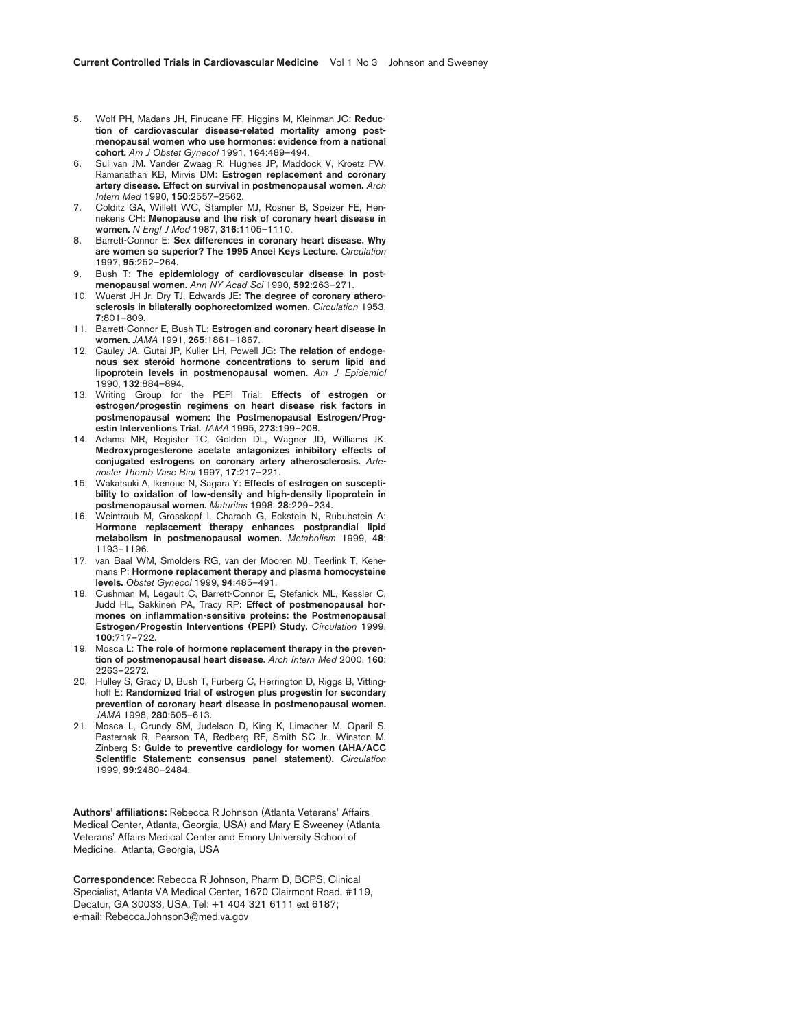5. Wolf PH, Madans JH, Finucane FF, Higgins M, Kleinman JC: **Reduction of cardiovascular disease-related mortality among postmenopausal women who use hormones: evidence from a national cohort.** *Am J Obstet Gynecol* 1991, **164**:489–494.
6. Sullivan JM. Vander Zwaag R, Hughes JP, Maddock V, Kroetz FW, Ramanathan KB, Mirvis DM: **Estrogen replacement and coronary artery disease. Effect on survival in postmenopausal women.** *Arch Intern Med* 1990, **150**:2557–2562.
7. Colditz GA, Willett WC, Stampfer MJ, Rosner B, Speizer FE, Hennekens CH: **Menopause and the risk of coronary heart disease in women.** *N Engl J Med* 1987, **316**:1105–1110.
8. Barrett-Connor E: **Sex differences in coronary heart disease. Why are women so superior? The 1995 Ancel Keys Lecture.** *Circulation* 1997, **95**:252–264.
9. Bush T: **The epidemiology of cardiovascular disease in postmenopausal women.** *Ann NY Acad Sci* 1990, **592**:263–271.
10. Wuerst JH Jr, Dry TJ, Edwards JE: **The degree of coronary atherosclerosis in bilaterally oophorectomized women.** *Circulation* 1953, **7**:801–809.
11. Barrett-Connor E, Bush TL: **Estrogen and coronary heart disease in women.** *JAMA* 1991, **265**:1861–1867.
12. Cauley JA, Gutai JP, Kuller LH, Powell JG: **The relation of endogenous sex steroid hormone concentrations to serum lipid and lipoprotein levels in postmenopausal women.** *Am J Epidemiol* 1990, **132**:884–894.
13. Writing Group for the PEPI Trial: **Effects of estrogen or estrogen/progestin regimens on heart disease risk factors in postmenopausal women: the Postmenopausal Estrogen/Progestin Interventions Trial.** *JAMA* 1995, **273**:199–208.
14. Adams MR, Register TC, Golden DL, Wagner JD, Williams JK: **Medroxyprogesterone acetate antagonizes inhibitory effects of conjugated estrogens on coronary artery atherosclerosis.** *Arterioscler Thromb Vasc Biol* 1997, **17**:217–221.
15. Wakatsuki A, Ikenoue N, Sagara Y: **Effects of estrogen on susceptibility to oxidation of low-density and high-density lipoprotein in postmenopausal women.** *Maturitas* 1998, **28**:229–234.
16. Weintraub M, Grosskopf I, Charach G, Eckstein N, Rububstein A: **Hormone replacement therapy enhances postprandial lipid metabolism in postmenopausal women.** *Metabolism* 1999, **48**: 1193–1196.
17. van Baal WM, Smolders RG, van der Mooren MJ, Teerlink T, Kenemans P: **Hormone replacement therapy and plasma homocysteine levels.** *Obstet Gynecol* 1999, **94**:485–491.
18. Cushman M, Legault C, Barrett-Connor E, Stefanick ML, Kessler C, Judd HL, Sakkinen PA, Tracy RP: **Effect of postmenopausal hormones on inflammation-sensitive proteins: the Postmenopausal Estrogen/Progestin Interventions (PEPI) Study.** *Circulation* 1999, **100**:717–722.
19. Mosca L: **The role of hormone replacement therapy in the prevention of postmenopausal heart disease.** *Arch Intern Med* 2000, **160**: 2263–2272.
20. Hulley S, Grady D, Bush T, Furberg C, Herrington D, Riggs B, Vittinghoff E: **Randomized trial of estrogen plus progestin for secondary prevention of coronary heart disease in postmenopausal women.** *JAMA* 1998, **280**:605–613.
21. Mosca L, Grundy SM, Judelson D, King K, Limacher M, Oparil S, Pasternak R, Pearson TA, Redberg RF, Smith SC Jr., Winston M, Zinberg S: **Guide to preventive cardiology for women (AHA/ACC Scientific Statement: consensus panel statement).** *Circulation* 1999, **99**:2480–2484.

**Authors' affiliations:** Rebecca R Johnson (Atlanta Veterans' Affairs Medical Center, Atlanta, Georgia, USA) and Mary E Sweeney (Atlanta Veterans' Affairs Medical Center and Emory University School of Medicine, Atlanta, Georgia, USA

**Correspondence:** Rebecca R Johnson, Pharm D, BCPS, Clinical Specialist, Atlanta VA Medical Center, 1670 Clairmont Road, #119, Decatur, GA 30033, USA. Tel: +1 404 321 6111 ext 6187; e-mail: Rebecca.Johnson3@med.va.gov